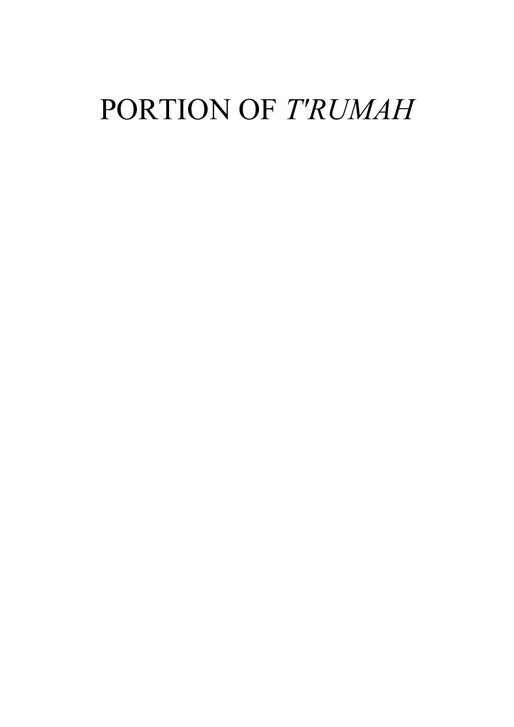# PORTION OF *T'RUMAH*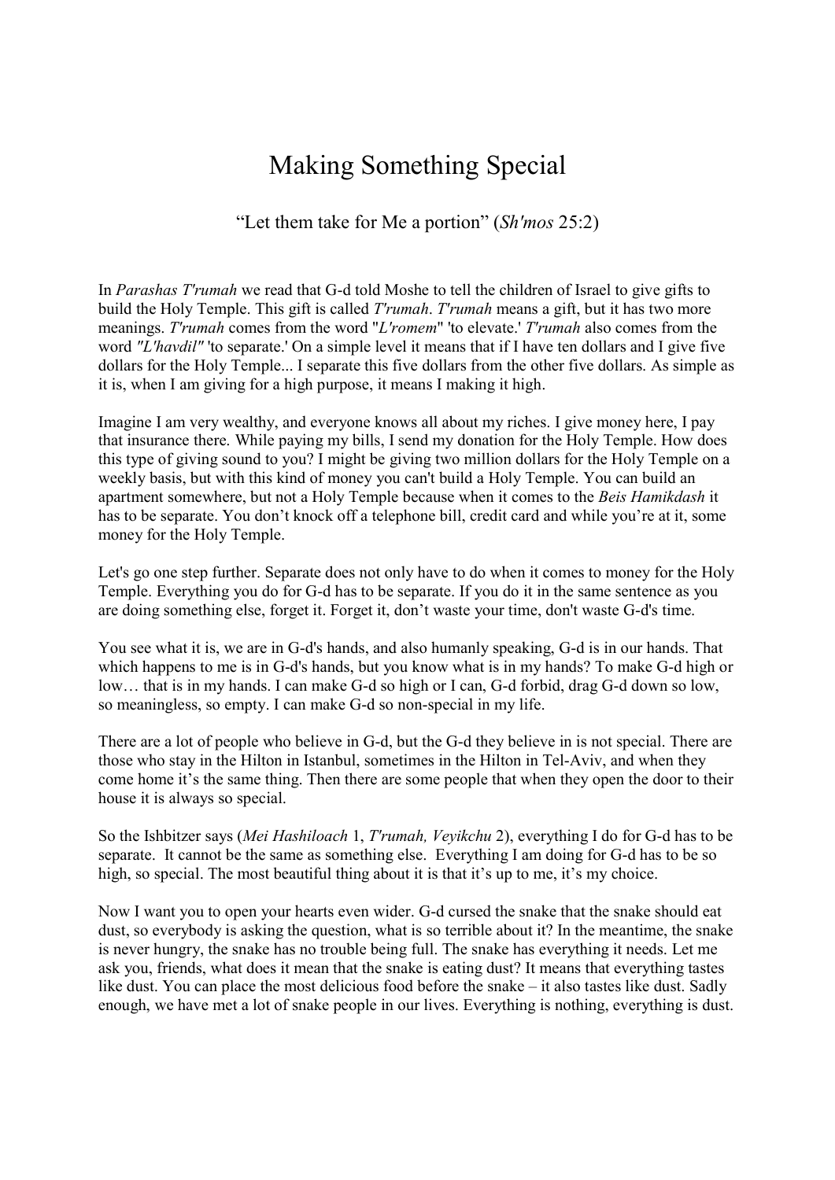# Making Something Special

"Let them take for Me a portion" (*Sh'mos* 25:2)

In *Parashas T'rumah* we read that G-d told Moshe to tell the children of Israel to give gifts to build the Holy Temple. This gift is called *T'rumah*. *T'rumah* means a gift, but it has two more meanings. *T'rumah* comes from the word "*L'romem*" 'to elevate.' *T'rumah* also comes from the word *"L'havdil"* 'to separate.' On a simple level it means that if I have ten dollars and I give five dollars for the Holy Temple... I separate this five dollars from the other five dollars. As simple as it is, when I am giving for a high purpose, it means I making it high.

Imagine I am very wealthy, and everyone knows all about my riches. I give money here, I pay that insurance there. While paying my bills, I send my donation for the Holy Temple. How does this type of giving sound to you? I might be giving two million dollars for the Holy Temple on a weekly basis, but with this kind of money you can't build a Holy Temple. You can build an apartment somewhere, but not a Holy Temple because when it comes to the *Beis Hamikdash* it has to be separate. You don't knock off a telephone bill, credit card and while you're at it, some money for the Holy Temple.

Let's go one step further. Separate does not only have to do when it comes to money for the Holy Temple. Everything you do for G-d has to be separate. If you do it in the same sentence as you are doing something else, forget it. Forget it, don't waste your time, don't waste G-d's time.

You see what it is, we are in G-d's hands, and also humanly speaking, G-d is in our hands. That which happens to me is in G-d's hands, but you know what is in my hands? To make G-d high or low… that is in my hands. I can make G-d so high or I can, G-d forbid, drag G-d down so low, so meaningless, so empty. I can make G-d so non-special in my life.

There are a lot of people who believe in G-d, but the G-d they believe in is not special. There are those who stay in the Hilton in Istanbul, sometimes in the Hilton in Tel-Aviv, and when they come home it's the same thing. Then there are some people that when they open the door to their house it is always so special.

So the Ishbitzer says (*Mei Hashiloach* 1, *T'rumah, Veyikchu* 2), everything I do for G-d has to be separate. It cannot be the same as something else. Everything I am doing for G-d has to be so high, so special. The most beautiful thing about it is that it's up to me, it's my choice.

Now I want you to open your hearts even wider. G-d cursed the snake that the snake should eat dust, so everybody is asking the question, what is so terrible about it? In the meantime, the snake is never hungry, the snake has no trouble being full. The snake has everything it needs. Let me ask you, friends, what does it mean that the snake is eating dust? It means that everything tastes like dust. You can place the most delicious food before the snake – it also tastes like dust. Sadly enough, we have met a lot of snake people in our lives. Everything is nothing, everything is dust.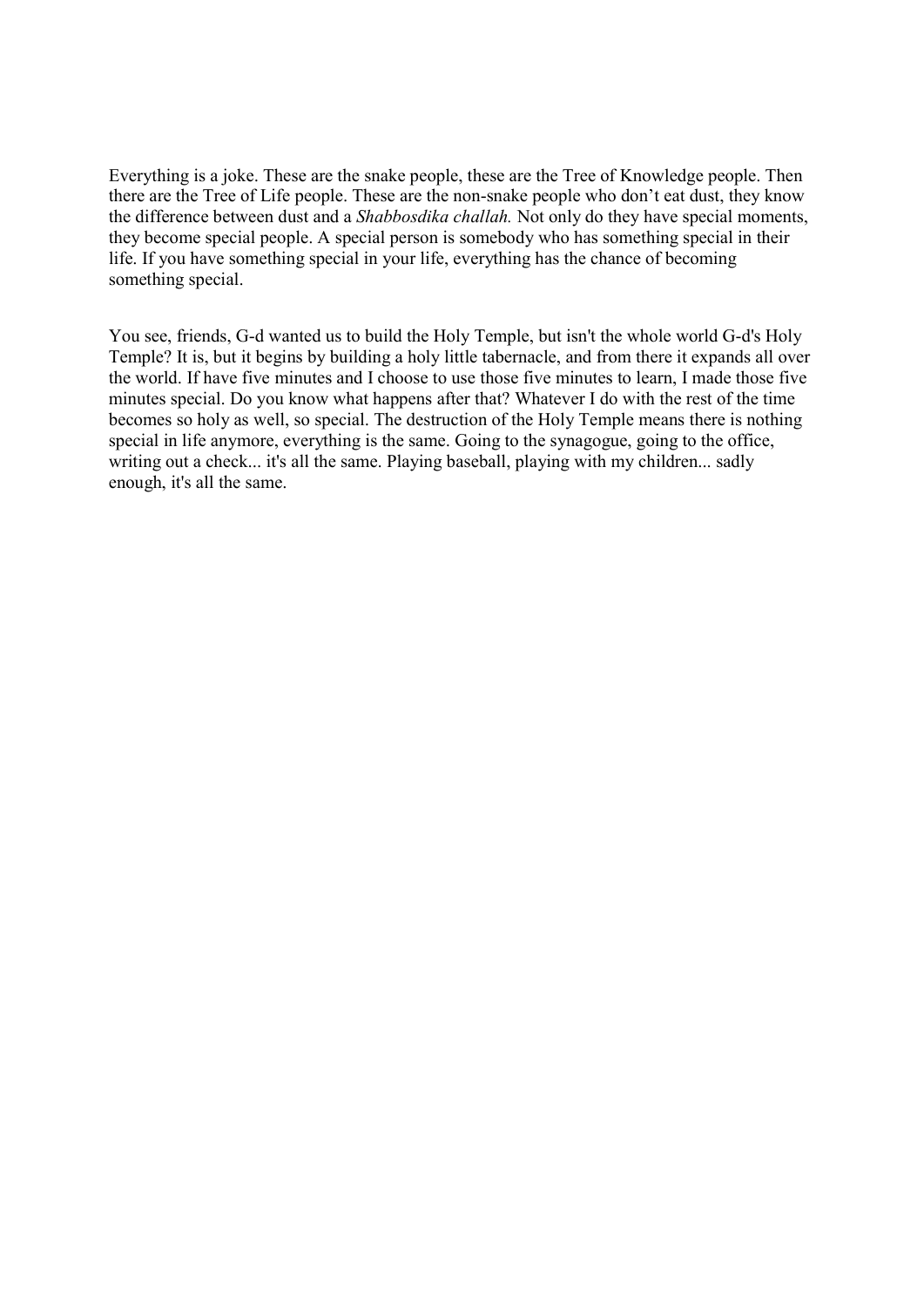Everything is a joke. These are the snake people, these are the Tree of Knowledge people. Then there are the Tree of Life people. These are the non-snake people who don't eat dust, they know the difference between dust and a *Shabbosdika challah.* Not only do they have special moments, they become special people. A special person is somebody who has something special in their life. If you have something special in your life, everything has the chance of becoming something special.

You see, friends, G-d wanted us to build the Holy Temple, but isn't the whole world G-d's Holy Temple? It is, but it begins by building a holy little tabernacle, and from there it expands all over the world. If have five minutes and I choose to use those five minutes to learn, I made those five minutes special. Do you know what happens after that? Whatever I do with the rest of the time becomes so holy as well, so special. The destruction of the Holy Temple means there is nothing special in life anymore, everything is the same. Going to the synagogue, going to the office, writing out a check... it's all the same. Playing baseball, playing with my children... sadly enough, it's all the same.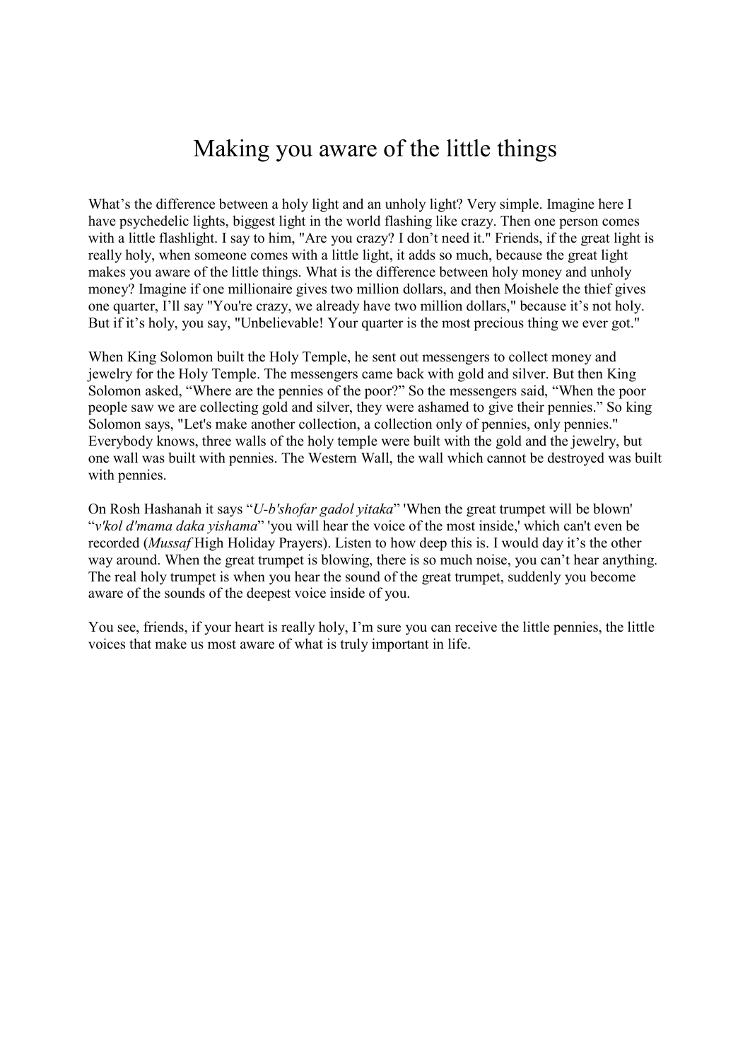# Making you aware of the little things

What's the difference between a holy light and an unholy light? Very simple. Imagine here I have psychedelic lights, biggest light in the world flashing like crazy. Then one person comes with a little flashlight. I say to him, "Are you crazy? I don't need it." Friends, if the great light is really holy, when someone comes with a little light, it adds so much, because the great light makes you aware of the little things. What is the difference between holy money and unholy money? Imagine if one millionaire gives two million dollars, and then Moishele the thief gives one quarter, I'll say "You're crazy, we already have two million dollars," because it's not holy. But if it's holy, you say, "Unbelievable! Your quarter is the most precious thing we ever got."

When King Solomon built the Holy Temple, he sent out messengers to collect money and jewelry for the Holy Temple. The messengers came back with gold and silver. But then King Solomon asked, "Where are the pennies of the poor?" So the messengers said, "When the poor people saw we are collecting gold and silver, they were ashamed to give their pennies." So king Solomon says, "Let's make another collection, a collection only of pennies, only pennies." Everybody knows, three walls of the holy temple were built with the gold and the jewelry, but one wall was built with pennies. The Western Wall, the wall which cannot be destroyed was built with pennies.

On Rosh Hashanah it says "*U-b'shofar gadol yitaka*" 'When the great trumpet will be blown' "*v'kol d'mama daka yishama*" 'you will hear the voice of the most inside,' which can't even be recorded (*Mussaf* High Holiday Prayers). Listen to how deep this is. I would day it's the other way around. When the great trumpet is blowing, there is so much noise, you can't hear anything. The real holy trumpet is when you hear the sound of the great trumpet, suddenly you become aware of the sounds of the deepest voice inside of you.

You see, friends, if your heart is really holy, I'm sure you can receive the little pennies, the little voices that make us most aware of what is truly important in life.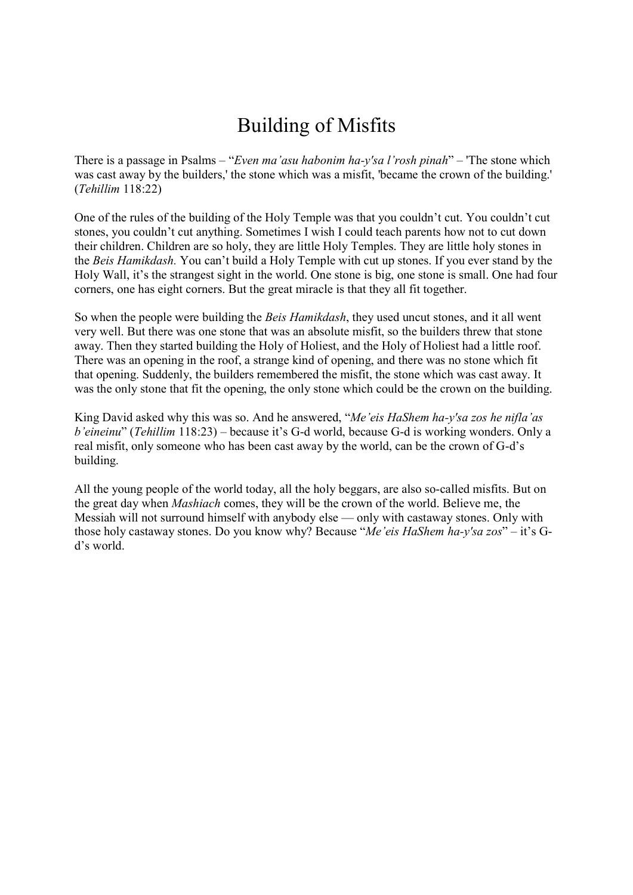# Building of Misfits

There is a passage in Psalms – "*Even ma'asu habonim ha-y'sa l'rosh pinah*" – 'The stone which was cast away by the builders,' the stone which was a misfit, 'became the crown of the building.' (*Tehillim* 118:22)

One of the rules of the building of the Holy Temple was that you couldn't cut. You couldn't cut stones, you couldn't cut anything. Sometimes I wish I could teach parents how not to cut down their children. Children are so holy, they are little Holy Temples. They are little holy stones in the *Beis Hamikdash.* You can't build a Holy Temple with cut up stones. If you ever stand by the Holy Wall, it's the strangest sight in the world. One stone is big, one stone is small. One had four corners, one has eight corners. But the great miracle is that they all fit together.

So when the people were building the *Beis Hamikdash*, they used uncut stones, and it all went very well. But there was one stone that was an absolute misfit, so the builders threw that stone away. Then they started building the Holy of Holiest, and the Holy of Holiest had a little roof. There was an opening in the roof, a strange kind of opening, and there was no stone which fit that opening. Suddenly, the builders remembered the misfit, the stone which was cast away. It was the only stone that fit the opening, the only stone which could be the crown on the building.

King David asked why this was so. And he answered, "*Me'eis HaShem ha-y'sa zos he nifla'as b'eineinu*" (*Tehillim* 118:23) – because it's G-d world, because G-d is working wonders. Only a real misfit, only someone who has been cast away by the world, can be the crown of G-d's building.

All the young people of the world today, all the holy beggars, are also so-called misfits. But on the great day when *Mashiach* comes, they will be the crown of the world. Believe me, the Messiah will not surround himself with anybody else — only with castaway stones. Only with those holy castaway stones. Do you know why? Because "*Me'eis HaShem ha-y'sa zos*" – it's G-d's world.